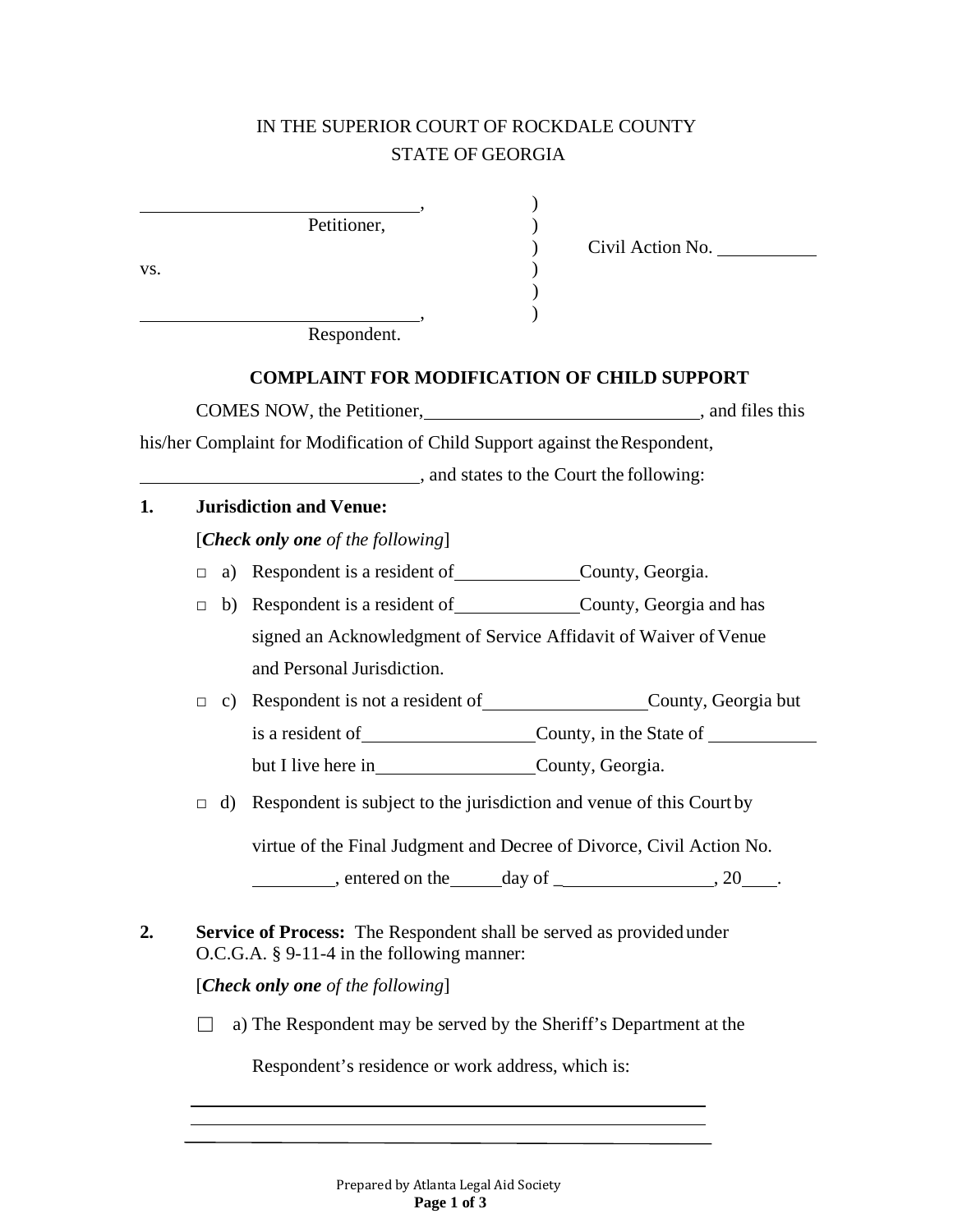IN THE SUPERIOR COURT OF ROCKDALE COUNTY
STATE OF GEORGIA

______________________________, )
Petitioner, )
) Civil Action No. __________
vs. )
)
______________________________, )
Respondent.

**COMPLAINT FOR MODIFICATION OF CHILD SUPPORT**

COMES NOW, the Petitioner, ______________________________, and files this his/her Complaint for Modification of Child Support against the Respondent, ______________________________, and states to the Court the following:

**1. Jurisdiction and Venue:**

[***Check only one*** *of the following*]

- □ a) Respondent is a resident of _____________ County, Georgia.
- □ b) Respondent is a resident of _____________ County, Georgia and has signed an Acknowledgment of Service Affidavit of Waiver of Venue and Personal Jurisdiction.
- □ c) Respondent is not a resident of _________________ County, Georgia but is a resident of __________________ County, in the State of ___________ but I live here in _________________ County, Georgia.
- □ d) Respondent is subject to the jurisdiction and venue of this Court by virtue of the Final Judgment and Decree of Divorce, Civil Action No. _________, entered on the _____ day of _________________, 20____.

**2. Service of Process:** The Respondent shall be served as provided under O.C.G.A. § 9-11-4 in the following manner:

[***Check only one*** *of the following*]

- ☐ a) The Respondent may be served by the Sheriff's Department at the Respondent's residence or work address, which is:

______________________________________________________
______________________________________________________
______________________________________________________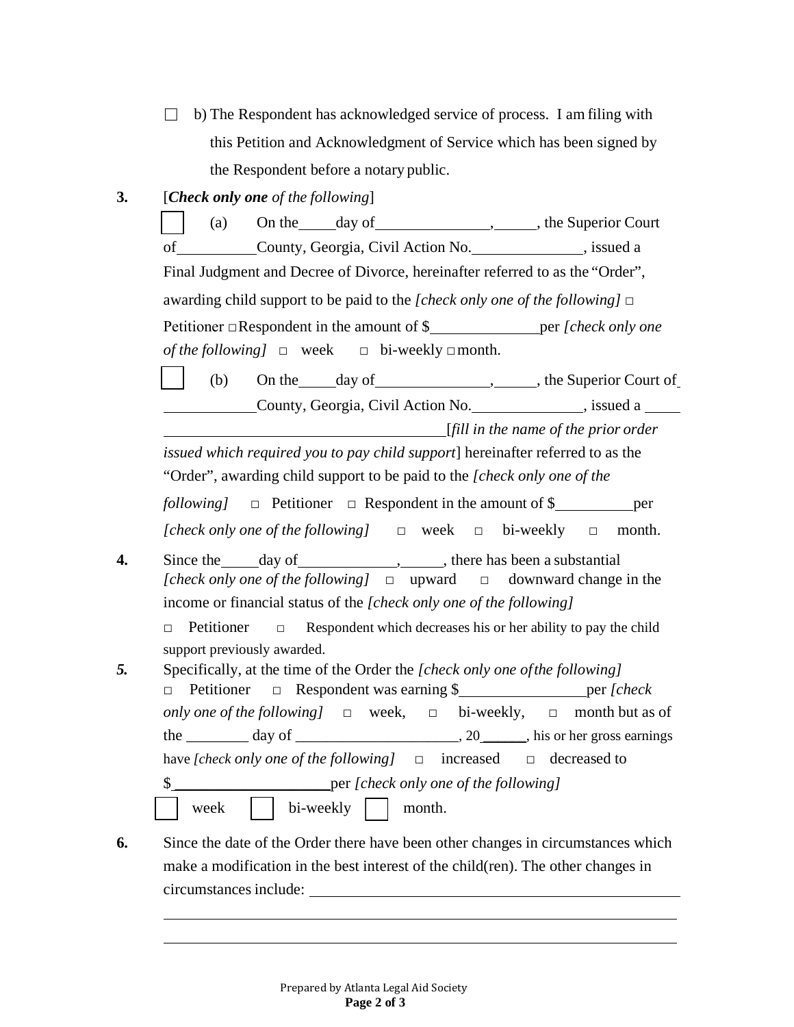☐ b) The Respondent has acknowledged service of process. I am filing with this Petition and Acknowledgment of Service which has been signed by the Respondent before a notary public.

**3.** [***Check only one*** *of the following*]

☐ (a) On the\_\_\_\_\_day of\_\_\_\_\_\_\_\_\_\_\_\_\_\_\_,\_\_\_\_\_\_, the Superior Court of\_\_\_\_\_\_\_\_\_\_\_County, Georgia, Civil Action No.\_\_\_\_\_\_\_\_\_\_\_\_\_\_\_, issued a Final Judgment and Decree of Divorce, hereinafter referred to as the "Order", awarding child support to be paid to the *[check only one of the following]* □ Petitioner □ Respondent in the amount of $\_\_\_\_\_\_\_\_\_\_\_\_\_\_\_per *[check only one of the following]* □ week □ bi-weekly □ month.

☐ (b) On the\_\_\_\_\_day of\_\_\_\_\_\_\_\_\_\_\_\_\_\_\_,\_\_\_\_\_\_, the Superior Court of\_\_\_\_\_\_\_\_\_\_\_\_County, Georgia, Civil Action No.\_\_\_\_\_\_\_\_\_\_\_\_\_\_\_, issued a \_\_\_\_\_\_\_\_\_\_\_\_\_\_\_\_\_\_\_\_\_\_\_\_\_\_\_\_\_\_\_\_\_\_\_\_\_\_\_\_\_[*fill in the name of the prior order issued which required you to pay child support*] hereinafter referred to as the "Order", awarding child support to be paid to the *[check only one of the following]* □ Petitioner □ Respondent in the amount of $\_\_\_\_\_\_\_\_\_\_\_per *[check only one of the following]* □ week □ bi-weekly □ month.

**4.** Since the\_\_\_\_\_day of\_\_\_\_\_\_\_\_\_\_\_\_\_,\_\_\_\_\_\_, there has been a substantial *[check only one of the following]* □ upward □ downward change in the income or financial status of the *[check only one of the following]*

□ Petitioner □ Respondent which decreases his or her ability to pay the child support previously awarded.

***5.*** Specifically, at the time of the Order the *[check only one of the following]* □ Petitioner □ Respondent was earning $\_\_\_\_\_\_\_\_\_\_\_\_\_\_\_\_\_per *[check only one of the following]* □ week, □ bi-weekly, □ month but as of the \_\_\_\_\_\_\_\_ day of \_\_\_\_\_\_\_\_\_\_\_\_\_\_\_\_\_\_\_\_\_\_, 20\_\_\_\_\_\_, his or her gross earnings have *[check only one of the following]* □ increased □ decreased to $\_\_\_\_\_\_\_\_\_\_\_\_\_\_\_\_\_\_\_\_\_per *[check only one of the following]*

☐ week ☐ bi-weekly ☐ month.

**6.** Since the date of the Order there have been other changes in circumstances which make a modification in the best interest of the child(ren). The other changes in circumstances include: \_\_\_\_\_\_\_\_\_\_\_\_\_\_\_\_\_\_\_\_\_\_\_\_\_\_\_\_\_\_\_\_\_\_\_\_\_\_\_\_\_\_\_\_\_\_\_\_

\_\_\_\_\_\_\_\_\_\_\_\_\_\_\_\_\_\_\_\_\_\_\_\_\_\_\_\_\_\_\_\_\_\_\_\_\_\_\_\_\_\_\_\_\_\_\_\_\_\_\_\_\_\_\_\_\_\_\_\_\_\_\_\_\_\_\_\_\_\_\_\_

\_\_\_\_\_\_\_\_\_\_\_\_\_\_\_\_\_\_\_\_\_\_\_\_\_\_\_\_\_\_\_\_\_\_\_\_\_\_\_\_\_\_\_\_\_\_\_\_\_\_\_\_\_\_\_\_\_\_\_\_\_\_\_\_\_\_\_\_\_\_\_\_

Prepared by Atlanta Legal Aid Society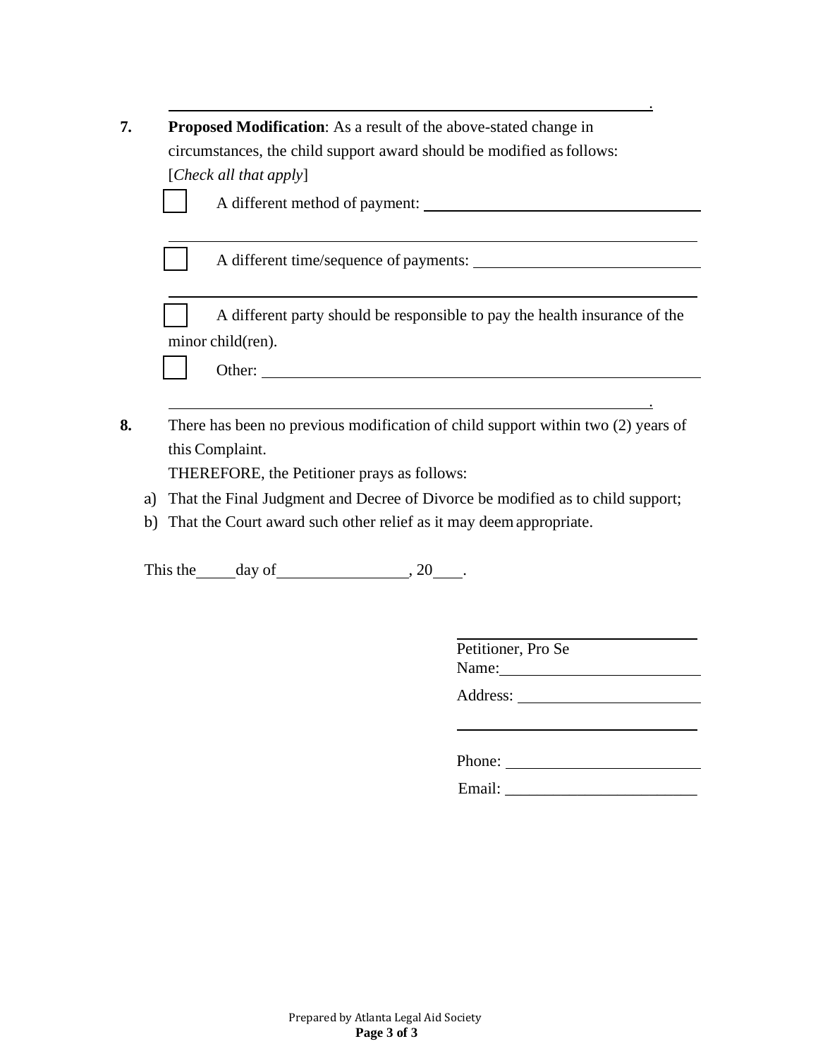\_\_\_\_\_\_\_\_\_\_\_\_\_\_\_\_\_\_\_\_\_\_\_\_\_\_\_\_\_\_\_\_\_\_\_\_\_\_\_\_\_\_\_\_\_\_\_\_\_\_\_\_\_\_\_\_\_\_.

**7.** **Proposed Modification**: As a result of the above-stated change in circumstances, the child support award should be modified as follows: [*Check all that apply*]

☐ A different method of payment: \_\_\_\_\_\_\_\_\_\_\_\_\_\_\_\_\_\_\_\_\_\_\_\_\_\_\_\_\_\_\_\_\_\_\_\_

\_\_\_\_\_\_\_\_\_\_\_\_\_\_\_\_\_\_\_\_\_\_\_\_\_\_\_\_\_\_\_\_\_\_\_\_\_\_\_\_\_\_\_\_\_\_\_\_\_\_\_\_\_\_\_\_\_\_\_\_\_\_\_\_

☐ A different time/sequence of payments: \_\_\_\_\_\_\_\_\_\_\_\_\_\_\_\_\_\_\_\_\_\_\_\_\_\_\_\_

\_\_\_\_\_\_\_\_\_\_\_\_\_\_\_\_\_\_\_\_\_\_\_\_\_\_\_\_\_\_\_\_\_\_\_\_\_\_\_\_\_\_\_\_\_\_\_\_\_\_\_\_\_\_\_\_\_\_\_\_\_\_\_\_

☐ A different party should be responsible to pay the health insurance of the minor child(ren).

☐ Other: \_\_\_\_\_\_\_\_\_\_\_\_\_\_\_\_\_\_\_\_\_\_\_\_\_\_\_\_\_\_\_\_\_\_\_\_\_\_\_\_\_\_\_\_\_\_\_\_\_\_\_\_\_\_\_\_

\_\_\_\_\_\_\_\_\_\_\_\_\_\_\_\_\_\_\_\_\_\_\_\_\_\_\_\_\_\_\_\_\_\_\_\_\_\_\_\_\_\_\_\_\_\_\_\_\_\_\_\_\_\_\_\_\_\_.

**8.** There has been no previous modification of child support within two (2) years of this Complaint.

THEREFORE, the Petitioner prays as follows:

a) That the Final Judgment and Decree of Divorce be modified as to child support;
b) That the Court award such other relief as it may deem appropriate.

This the \_\_\_\_\_ day of \_\_\_\_\_\_\_\_\_\_\_\_\_\_\_\_\_, 20\_\_\_\_.

\_\_\_\_\_\_\_\_\_\_\_\_\_\_\_\_\_\_\_\_\_\_\_\_\_\_\_\_
Petitioner, Pro Se
Name: \_\_\_\_\_\_\_\_\_\_\_\_\_\_\_\_\_\_\_\_\_\_\_\_\_
Address: \_\_\_\_\_\_\_\_\_\_\_\_\_\_\_\_\_\_\_\_\_\_\_

\_\_\_\_\_\_\_\_\_\_\_\_\_\_\_\_\_\_\_\_\_\_\_\_\_\_\_\_

Phone: \_\_\_\_\_\_\_\_\_\_\_\_\_\_\_\_\_\_\_\_\_\_\_\_
Email: \_\_\_\_\_\_\_\_\_\_\_\_\_\_\_\_\_\_\_\_\_\_\_\_

Prepared by Atlanta Legal Aid Society